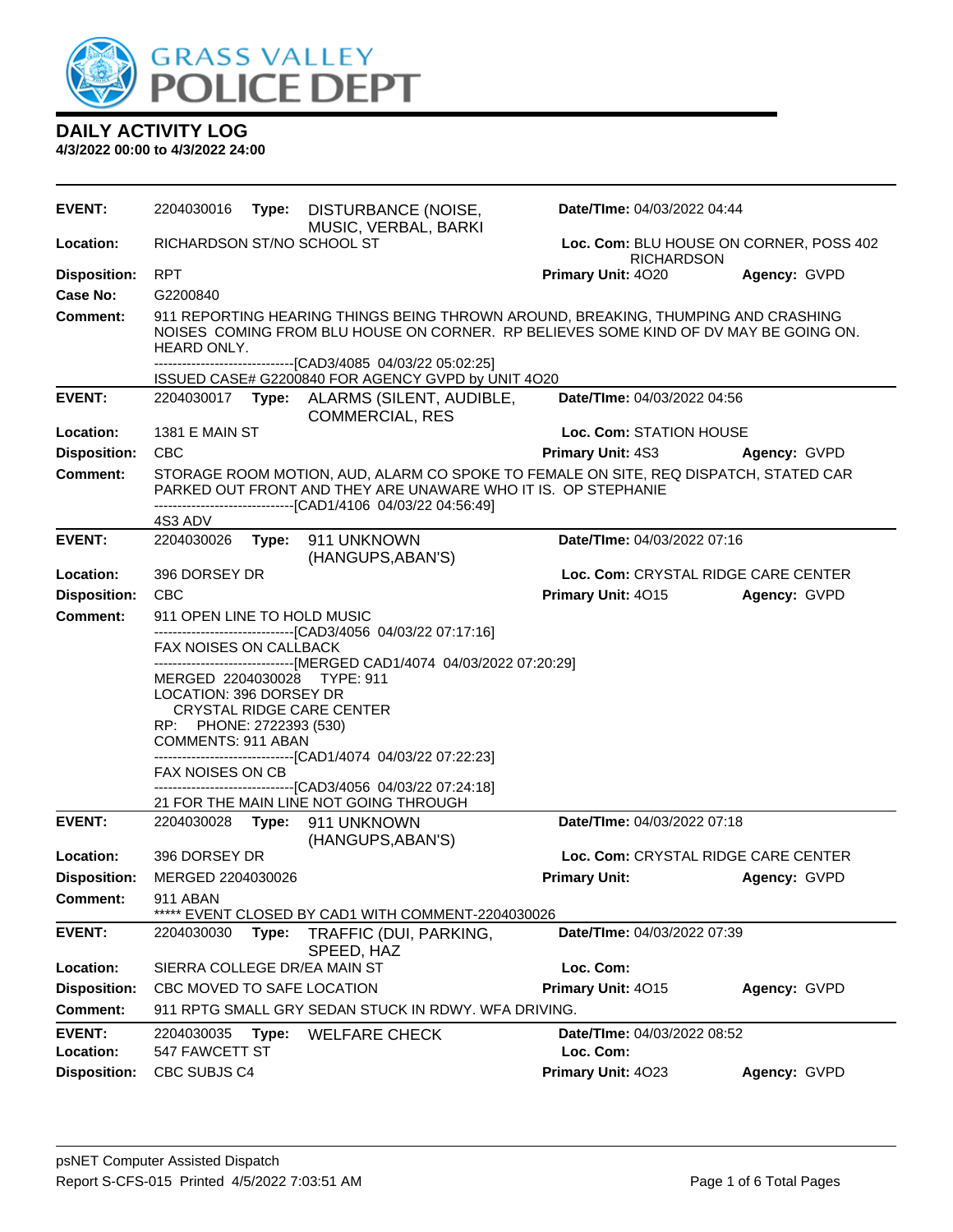# DAILY ACTIVITY LOG

**4/3/2022 00:00 to 4/3/2022 24:00**

---

**EVENT:** 2204030016 **Type:** DISTURBANCE (NOISE, MUSIC, VERBAL, BARKI **Date/TIme:** 04/03/2022 04:44

**Location:** RICHARDSON ST/NO SCHOOL ST **Loc. Com:** BLU HOUSE ON CORNER, POSS 402 RICHARDSON

**Disposition:** RPT **Primary Unit:** 4O20 **Agency:** GVPD

**Case No:** G2200840

**Comment:** 911 REPORTING HEARING THINGS BEING THROWN AROUND, BREAKING, THUMPING AND CRASHING NOISES COMING FROM BLU HOUSE ON CORNER. RP BELIEVES SOME KIND OF DV MAY BE GOING ON. HEARD ONLY.

------------------------------[CAD3/4085 04/03/22 05:02:25]

ISSUED CASE# G2200840 FOR AGENCY GVPD by UNIT 4O20

---

**EVENT:** 2204030017 **Type:** ALARMS (SILENT, AUDIBLE, COMMERCIAL, RES **Date/TIme:** 04/03/2022 04:56

**Location:** 1381 E MAIN ST **Loc. Com:** STATION HOUSE

**Disposition:** CBC **Primary Unit:** 4S3 **Agency:** GVPD

**Comment:** STORAGE ROOM MOTION, AUD, ALARM CO SPOKE TO FEMALE ON SITE, REQ DISPATCH, STATED CAR PARKED OUT FRONT AND THEY ARE UNAWARE WHO IT IS. OP STEPHANIE

------------------------------[CAD1/4106 04/03/22 04:56:49]

4S3 ADV

---

**EVENT:** 2204030026 **Type:** 911 UNKNOWN (HANGUPS,ABAN'S) **Date/TIme:** 04/03/2022 07:16

**Location:** 396 DORSEY DR **Loc. Com:** CRYSTAL RIDGE CARE CENTER

**Disposition:** CBC **Primary Unit:** 4O15 **Agency:** GVPD

**Comment:** 911 OPEN LINE TO HOLD MUSIC

------------------------------[CAD3/4056 04/03/22 07:17:16]

FAX NOISES ON CALLBACK

------------------------------[MERGED CAD1/4074 04/03/2022 07:20:29]

MERGED 2204030028 TYPE: 911

LOCATION: 396 DORSEY DR

CRYSTAL RIDGE CARE CENTER

RP: PHONE: 2722393 (530)

COMMENTS: 911 ABAN

------------------------------[CAD1/4074 04/03/22 07:22:23]

FAX NOISES ON CB

------------------------------[CAD3/4056 04/03/22 07:24:18]

21 FOR THE MAIN LINE NOT GOING THROUGH

---

**EVENT:** 2204030028 **Type:** 911 UNKNOWN (HANGUPS,ABAN'S) **Date/TIme:** 04/03/2022 07:18

**Location:** 396 DORSEY DR **Loc. Com:** CRYSTAL RIDGE CARE CENTER

**Disposition:** MERGED 2204030026 **Primary Unit:** **Agency:** GVPD

**Comment:** 911 ABAN

***** EVENT CLOSED BY CAD1 WITH COMMENT-2204030026

---

**EVENT:** 2204030030 **Type:** TRAFFIC (DUI, PARKING, SPEED, HAZ **Date/TIme:** 04/03/2022 07:39

**Location:** SIERRA COLLEGE DR/EA MAIN ST **Loc. Com:**

**Disposition:** CBC MOVED TO SAFE LOCATION **Primary Unit:** 4O15 **Agency:** GVPD

**Comment:** 911 RPTG SMALL GRY SEDAN STUCK IN RDWY. WFA DRIVING.

---

**EVENT:** 2204030035 **Type:** WELFARE CHECK **Date/TIme:** 04/03/2022 08:52

**Location:** 547 FAWCETT ST **Loc. Com:**

**Disposition:** CBC SUBJS C4 **Primary Unit:** 4O23 **Agency:** GVPD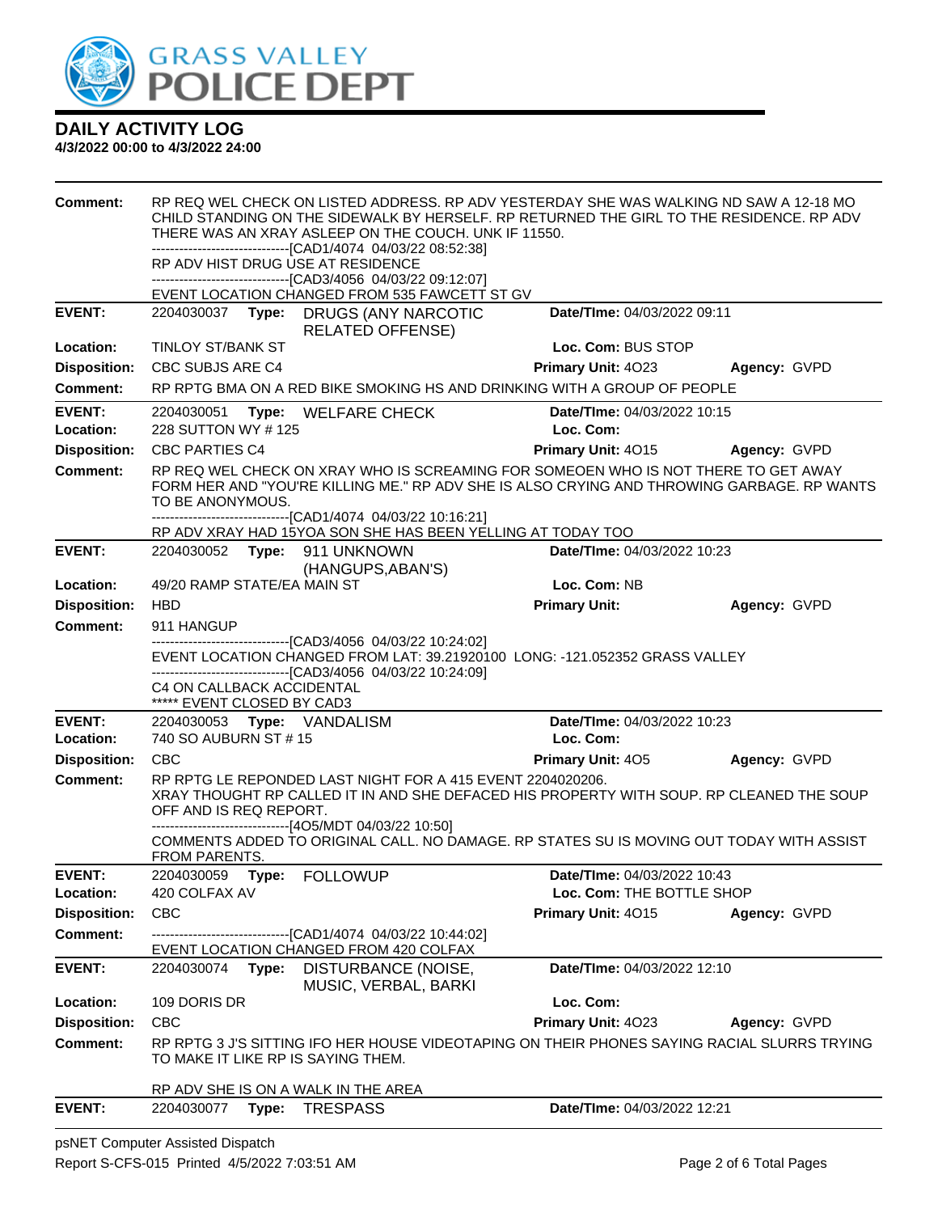# GRASS VALLEY POLICE DEPT

## DAILY ACTIVITY LOG

**4/3/2022 00:00 to 4/3/2022 24:00**

**Comment:** RP REQ WEL CHECK ON LISTED ADDRESS. RP ADV YESTERDAY SHE WAS WALKING ND SAW A 12-18 MO CHILD STANDING ON THE SIDEWALK BY HERSELF. RP RETURNED THE GIRL TO THE RESIDENCE. RP ADV THERE WAS AN XRAY ASLEEP ON THE COUCH. UNK IF 11550.
------------------------------[CAD1/4074 04/03/22 08:52:38]
RP ADV HIST DRUG USE AT RESIDENCE
------------------------------[CAD3/4056 04/03/22 09:12:07]
EVENT LOCATION CHANGED FROM 535 FAWCETT ST GV

---

**EVENT:** 2204030037 **Type:** DRUGS (ANY NARCOTIC RELATED OFFENSE) **Date/TIme:** 04/03/2022 09:11
**Location:** TINLOY ST/BANK ST **Loc. Com:** BUS STOP
**Disposition:** CBC SUBJS ARE C4 **Primary Unit:** 4O23 **Agency:** GVPD
**Comment:** RP RPTG BMA ON A RED BIKE SMOKING HS AND DRINKING WITH A GROUP OF PEOPLE

---

**EVENT:** 2204030051 **Type:** WELFARE CHECK **Date/TIme:** 04/03/2022 10:15
**Location:** 228 SUTTON WY # 125 **Loc. Com:**
**Disposition:** CBC PARTIES C4 **Primary Unit:** 4O15 **Agency:** GVPD
**Comment:** RP REQ WEL CHECK ON XRAY WHO IS SCREAMING FOR SOMEOEN WHO IS NOT THERE TO GET AWAY FORM HER AND "YOU'RE KILLING ME." RP ADV SHE IS ALSO CRYING AND THROWING GARBAGE. RP WANTS TO BE ANONYMOUS.
------------------------------[CAD1/4074 04/03/22 10:16:21]
RP ADV XRAY HAD 15YOA SON SHE HAS BEEN YELLING AT TODAY TOO

---

**EVENT:** 2204030052 **Type:** 911 UNKNOWN (HANGUPS,ABAN'S) **Date/TIme:** 04/03/2022 10:23
**Location:** 49/20 RAMP STATE/EA MAIN ST **Loc. Com:** NB
**Disposition:** HBD **Primary Unit:** **Agency:** GVPD
**Comment:** 911 HANGUP
------------------------------[CAD3/4056 04/03/22 10:24:02]
EVENT LOCATION CHANGED FROM LAT: 39.21920100 LONG: -121.052352 GRASS VALLEY
------------------------------[CAD3/4056 04/03/22 10:24:09]
C4 ON CALLBACK ACCIDENTAL
***** EVENT CLOSED BY CAD3

---

**EVENT:** 2204030053 **Type:** VANDALISM **Date/TIme:** 04/03/2022 10:23
**Location:** 740 SO AUBURN ST # 15 **Loc. Com:**
**Disposition:** CBC **Primary Unit:** 4O5 **Agency:** GVPD
**Comment:** RP RPTG LE REPONDED LAST NIGHT FOR A 415 EVENT 2204020206.
XRAY THOUGHT RP CALLED IT IN AND SHE DEFACED HIS PROPERTY WITH SOUP. RP CLEANED THE SOUP OFF AND IS REQ REPORT.
------------------------------[4O5/MDT 04/03/22 10:50]
COMMENTS ADDED TO ORIGINAL CALL. NO DAMAGE. RP STATES SU IS MOVING OUT TODAY WITH ASSIST FROM PARENTS.

---

**EVENT:** 2204030059 **Type:** FOLLOWUP **Date/TIme:** 04/03/2022 10:43
**Location:** 420 COLFAX AV **Loc. Com:** THE BOTTLE SHOP
**Disposition:** CBC **Primary Unit:** 4O15 **Agency:** GVPD
**Comment:** ------------------------------[CAD1/4074 04/03/22 10:44:02]
EVENT LOCATION CHANGED FROM 420 COLFAX

---

**EVENT:** 2204030074 **Type:** DISTURBANCE (NOISE, MUSIC, VERBAL, BARKI **Date/TIme:** 04/03/2022 12:10
**Location:** 109 DORIS DR **Loc. Com:**
**Disposition:** CBC **Primary Unit:** 4O23 **Agency:** GVPD
**Comment:** RP RPTG 3 J'S SITTING IFO HER HOUSE VIDEOTAPING ON THEIR PHONES SAYING RACIAL SLURRS TRYING TO MAKE IT LIKE RP IS SAYING THEM.

RP ADV SHE IS ON A WALK IN THE AREA

---

**EVENT:** 2204030077 **Type:** TRESPASS **Date/TIme:** 04/03/2022 12:21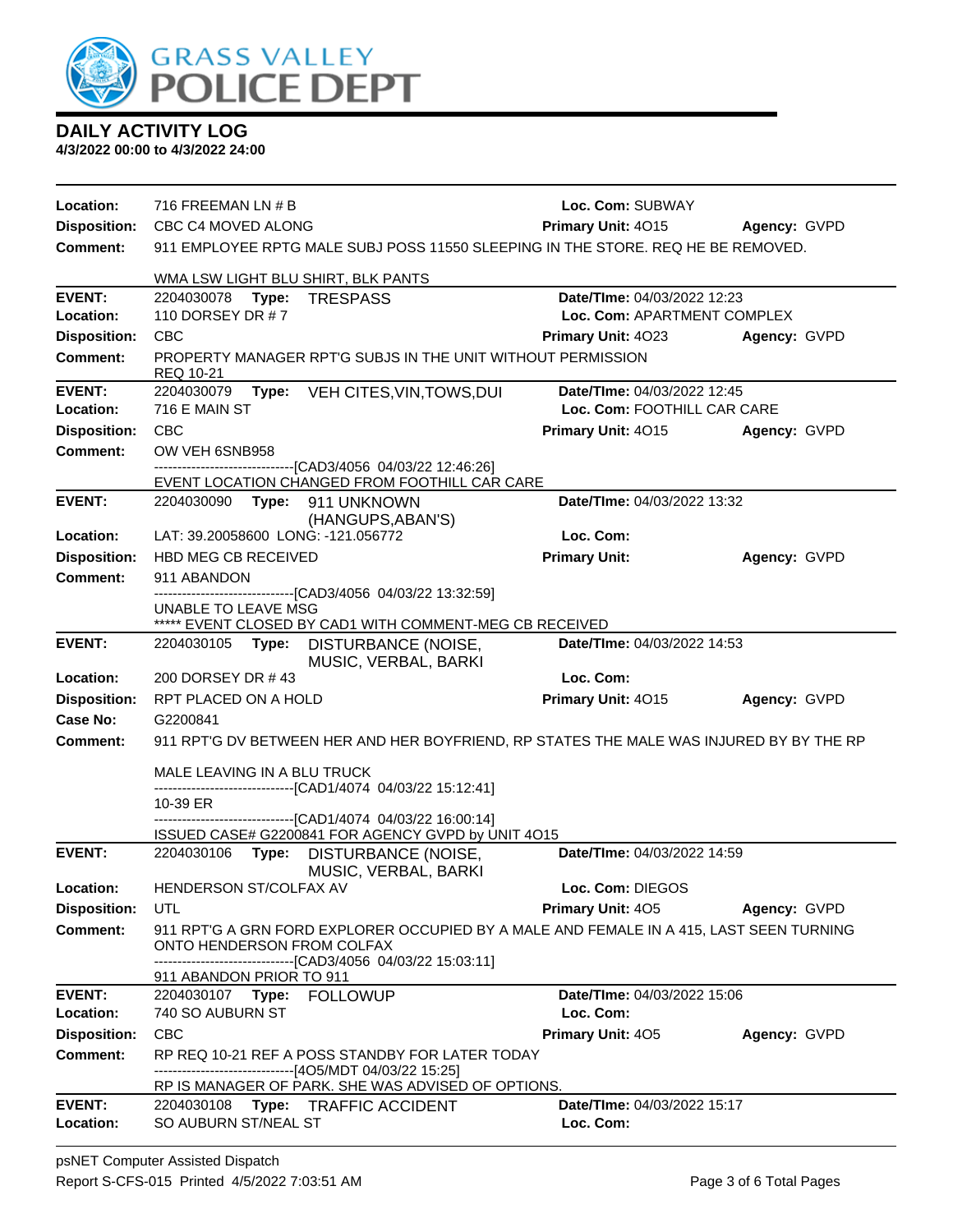## DAILY ACTIVITY LOG

**4/3/2022 00:00 to 4/3/2022 24:00**

**Location:** 716 FREEMAN LN # B **Loc. Com:** SUBWAY
**Disposition:** CBC C4 MOVED ALONG **Primary Unit:** 4O15 **Agency:** GVPD
**Comment:** 911 EMPLOYEE RPTG MALE SUBJ POSS 11550 SLEEPING IN THE STORE. REQ HE BE REMOVED.

WMA LSW LIGHT BLU SHIRT, BLK PANTS

---

**EVENT:** 2204030078 **Type:** TRESPASS **Date/TIme:** 04/03/2022 12:23
**Location:** 110 DORSEY DR # 7 **Loc. Com:** APARTMENT COMPLEX
**Disposition:** CBC **Primary Unit:** 4O23 **Agency:** GVPD
**Comment:** PROPERTY MANAGER RPT'G SUBJS IN THE UNIT WITHOUT PERMISSION
REQ 10-21

---

**EVENT:** 2204030079 **Type:** VEH CITES,VIN,TOWS,DUI **Date/TIme:** 04/03/2022 12:45
**Location:** 716 E MAIN ST **Loc. Com:** FOOTHILL CAR CARE
**Disposition:** CBC **Primary Unit:** 4O15 **Agency:** GVPD
**Comment:** OW VEH 6SNB958
------------------------------[CAD3/4056 04/03/22 12:46:26]
EVENT LOCATION CHANGED FROM FOOTHILL CAR CARE

---

**EVENT:** 2204030090 **Type:** 911 UNKNOWN (HANGUPS,ABAN'S) **Date/TIme:** 04/03/2022 13:32
**Location:** LAT: 39.20058600 LONG: -121.056772 **Loc. Com:**
**Disposition:** HBD MEG CB RECEIVED **Primary Unit:** **Agency:** GVPD
**Comment:** 911 ABANDON
------------------------------[CAD3/4056 04/03/22 13:32:59]
UNABLE TO LEAVE MSG
***** EVENT CLOSED BY CAD1 WITH COMMENT-MEG CB RECEIVED

---

**EVENT:** 2204030105 **Type:** DISTURBANCE (NOISE, MUSIC, VERBAL, BARKI **Date/TIme:** 04/03/2022 14:53
**Location:** 200 DORSEY DR # 43 **Loc. Com:**
**Disposition:** RPT PLACED ON A HOLD **Primary Unit:** 4O15 **Agency:** GVPD
**Case No:** G2200841
**Comment:** 911 RPT'G DV BETWEEN HER AND HER BOYFRIEND, RP STATES THE MALE WAS INJURED BY BY THE RP

MALE LEAVING IN A BLU TRUCK
------------------------------[CAD1/4074 04/03/22 15:12:41]
10-39 ER
------------------------------[CAD1/4074 04/03/22 16:00:14]
ISSUED CASE# G2200841 FOR AGENCY GVPD by UNIT 4O15

---

**EVENT:** 2204030106 **Type:** DISTURBANCE (NOISE, MUSIC, VERBAL, BARKI **Date/TIme:** 04/03/2022 14:59
**Location:** HENDERSON ST/COLFAX AV **Loc. Com:** DIEGOS
**Disposition:** UTL **Primary Unit:** 4O5 **Agency:** GVPD
**Comment:** 911 RPT'G A GRN FORD EXPLORER OCCUPIED BY A MALE AND FEMALE IN A 415, LAST SEEN TURNING ONTO HENDERSON FROM COLFAX
------------------------------[CAD3/4056 04/03/22 15:03:11]
911 ABANDON PRIOR TO 911

---

**EVENT:** 2204030107 **Type:** FOLLOWUP **Date/TIme:** 04/03/2022 15:06
**Location:** 740 SO AUBURN ST **Loc. Com:**
**Disposition:** CBC **Primary Unit:** 4O5 **Agency:** GVPD
**Comment:** RP REQ 10-21 REF A POSS STANDBY FOR LATER TODAY
------------------------------[4O5/MDT 04/03/22 15:25]
RP IS MANAGER OF PARK. SHE WAS ADVISED OF OPTIONS.

---

**EVENT:** 2204030108 **Type:** TRAFFIC ACCIDENT **Date/TIme:** 04/03/2022 15:17
**Location:** SO AUBURN ST/NEAL ST **Loc. Com:**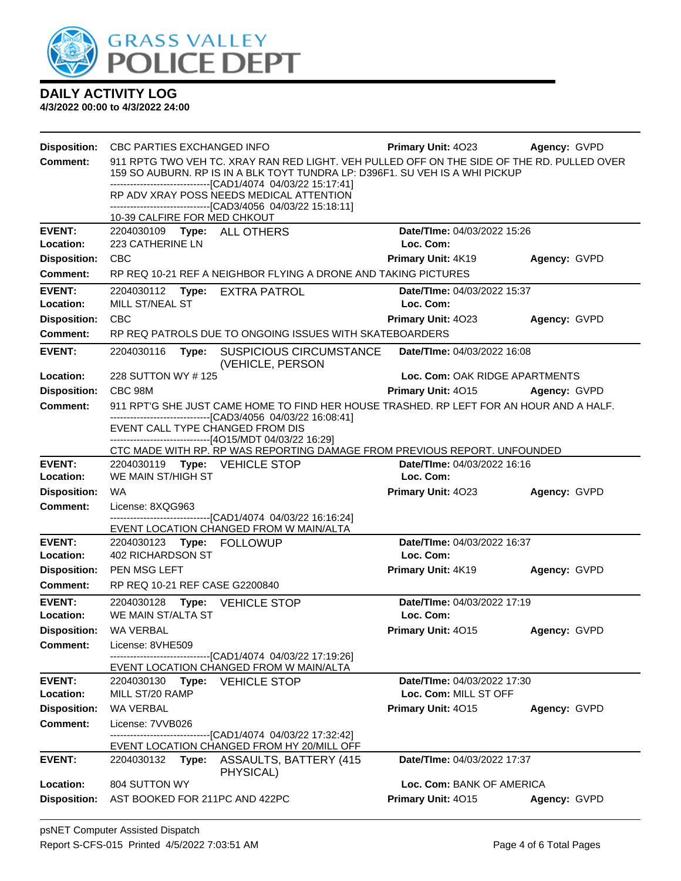# DAILY ACTIVITY LOG

**4/3/2022 00:00 to 4/3/2022 24:00**

**Disposition:** CBC PARTIES EXCHANGED INFO **Primary Unit:** 4O23 **Agency:** GVPD

**Comment:** 911 RPTG TWO VEH TC. XRAY RAN RED LIGHT. VEH PULLED OFF ON THE SIDE OF THE RD. PULLED OVER 159 SO AUBURN. RP IS IN A BLK TOYT TUNDRA LP: D396F1. SU VEH IS A WHI PICKUP
------------------------------[CAD1/4074 04/03/22 15:17:41]
RP ADV XRAY POSS NEEDS MEDICAL ATTENTION
------------------------------[CAD3/4056 04/03/22 15:18:11]
10-39 CALFIRE FOR MED CHKOUT

---

**EVENT:** 2204030109 **Type:** ALL OTHERS **Date/TIme:** 04/03/2022 15:26
**Location:** 223 CATHERINE LN **Loc. Com:**
**Disposition:** CBC **Primary Unit:** 4K19 **Agency:** GVPD
**Comment:** RP REQ 10-21 REF A NEIGHBOR FLYING A DRONE AND TAKING PICTURES

---

**EVENT:** 2204030112 **Type:** EXTRA PATROL **Date/TIme:** 04/03/2022 15:37
**Location:** MILL ST/NEAL ST **Loc. Com:**
**Disposition:** CBC **Primary Unit:** 4O23 **Agency:** GVPD
**Comment:** RP REQ PATROLS DUE TO ONGOING ISSUES WITH SKATEBOARDERS

---

**EVENT:** 2204030116 **Type:** SUSPICIOUS CIRCUMSTANCE (VEHICLE, PERSON **Date/TIme:** 04/03/2022 16:08
**Location:** 228 SUTTON WY # 125 **Loc. Com:** OAK RIDGE APARTMENTS
**Disposition:** CBC 98M **Primary Unit:** 4O15 **Agency:** GVPD
**Comment:** 911 RPT'G SHE JUST CAME HOME TO FIND HER HOUSE TRASHED. RP LEFT FOR AN HOUR AND A HALF.
------------------------------[CAD3/4056 04/03/22 16:08:41]
EVENT CALL TYPE CHANGED FROM DIS
------------------------------[4O15/MDT 04/03/22 16:29]
CTC MADE WITH RP. RP WAS REPORTING DAMAGE FROM PREVIOUS REPORT. UNFOUNDED

---

**EVENT:** 2204030119 **Type:** VEHICLE STOP **Date/TIme:** 04/03/2022 16:16
**Location:** WE MAIN ST/HIGH ST **Loc. Com:**
**Disposition:** WA **Primary Unit:** 4O23 **Agency:** GVPD
**Comment:** License: 8XQG963
------------------------------[CAD1/4074 04/03/22 16:16:24]
EVENT LOCATION CHANGED FROM W MAIN/ALTA

---

**EVENT:** 2204030123 **Type:** FOLLOWUP **Date/TIme:** 04/03/2022 16:37
**Location:** 402 RICHARDSON ST **Loc. Com:**
**Disposition:** PEN MSG LEFT **Primary Unit:** 4K19 **Agency:** GVPD
**Comment:** RP REQ 10-21 REF CASE G2200840

---

**EVENT:** 2204030128 **Type:** VEHICLE STOP **Date/TIme:** 04/03/2022 17:19
**Location:** WE MAIN ST/ALTA ST **Loc. Com:**
**Disposition:** WA VERBAL **Primary Unit:** 4O15 **Agency:** GVPD
**Comment:** License: 8VHE509
------------------------------[CAD1/4074 04/03/22 17:19:26]
EVENT LOCATION CHANGED FROM W MAIN/ALTA

---

**EVENT:** 2204030130 **Type:** VEHICLE STOP **Date/TIme:** 04/03/2022 17:30
**Location:** MILL ST/20 RAMP **Loc. Com:** MILL ST OFF
**Disposition:** WA VERBAL **Primary Unit:** 4O15 **Agency:** GVPD
**Comment:** License: 7VVB026
------------------------------[CAD1/4074 04/03/22 17:32:42]
EVENT LOCATION CHANGED FROM HY 20/MILL OFF

---

**EVENT:** 2204030132 **Type:** ASSAULTS, BATTERY (415 PHYSICAL) **Date/TIme:** 04/03/2022 17:37
**Location:** 804 SUTTON WY **Loc. Com:** BANK OF AMERICA
**Disposition:** AST BOOKED FOR 211PC AND 422PC **Primary Unit:** 4O15 **Agency:** GVPD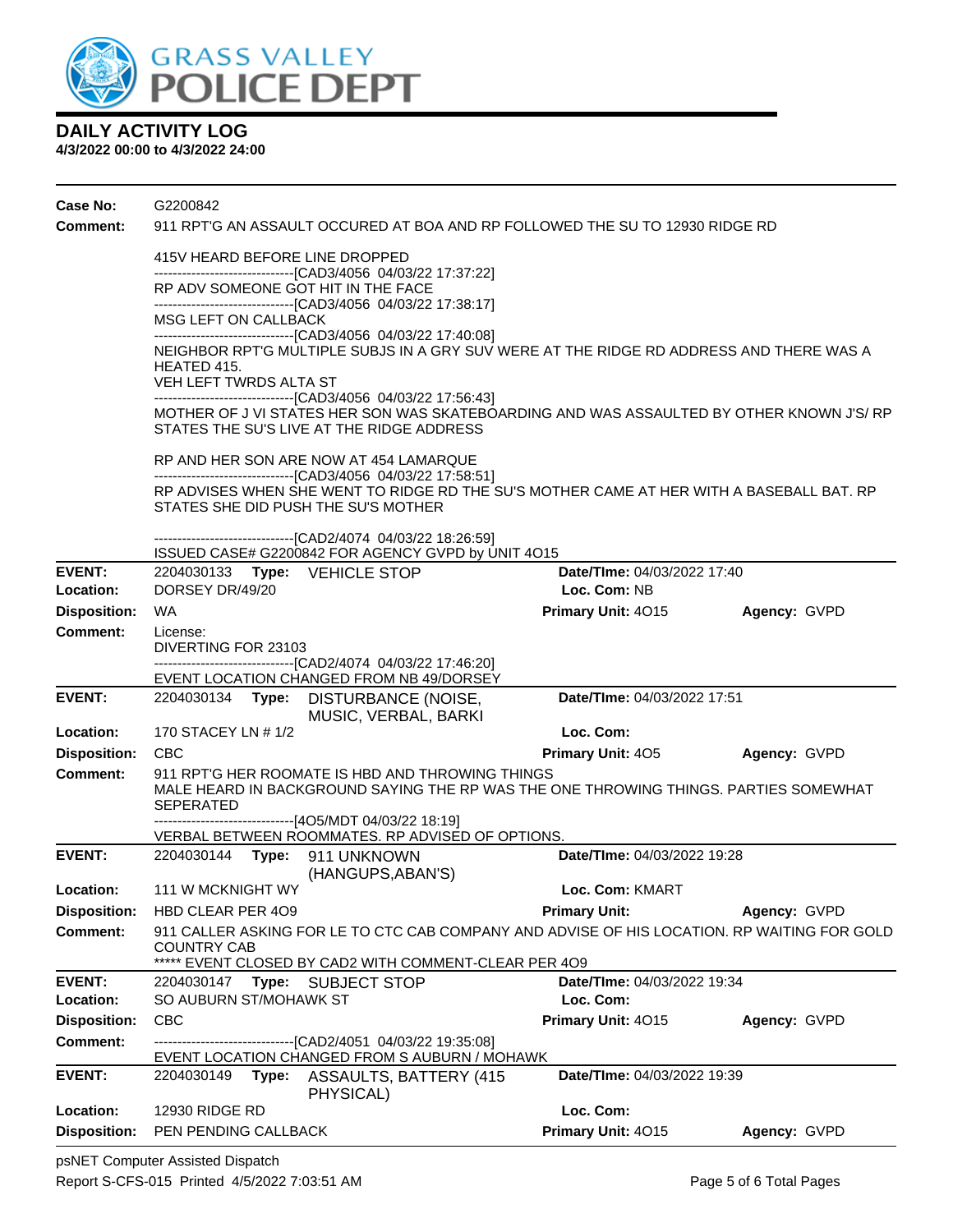# GRASS VALLEY POLICE DEPT

## DAILY ACTIVITY LOG

**4/3/2022 00:00 to 4/3/2022 24:00**

**Case No:** G2200842

**Comment:** 911 RPT'G AN ASSAULT OCCURED AT BOA AND RP FOLLOWED THE SU TO 12930 RIDGE RD

415V HEARD BEFORE LINE DROPPED
------------------------------[CAD3/4056 04/03/22 17:37:22]
RP ADV SOMEONE GOT HIT IN THE FACE
------------------------------[CAD3/4056 04/03/22 17:38:17]
MSG LEFT ON CALLBACK
------------------------------[CAD3/4056 04/03/22 17:40:08]
NEIGHBOR RPT'G MULTIPLE SUBJS IN A GRY SUV WERE AT THE RIDGE RD ADDRESS AND THERE WAS A HEATED 415.
VEH LEFT TWRDS ALTA ST
------------------------------[CAD3/4056 04/03/22 17:56:43]
MOTHER OF J VI STATES HER SON WAS SKATEBOARDING AND WAS ASSAULTED BY OTHER KNOWN J'S/ RP STATES THE SU'S LIVE AT THE RIDGE ADDRESS

RP AND HER SON ARE NOW AT 454 LAMARQUE
------------------------------[CAD3/4056 04/03/22 17:58:51]
RP ADVISES WHEN SHE WENT TO RIDGE RD THE SU'S MOTHER CAME AT HER WITH A BASEBALL BAT. RP STATES SHE DID PUSH THE SU'S MOTHER

------------------------------[CAD2/4074 04/03/22 18:26:59]
ISSUED CASE# G2200842 FOR AGENCY GVPD by UNIT 4O15

---

**EVENT:** 2204030133 **Type:** VEHICLE STOP **Date/TIme:** 04/03/2022 17:40
**Location:** DORSEY DR/49/20 **Loc. Com:** NB
**Disposition:** WA **Primary Unit:** 4O15 **Agency:** GVPD
**Comment:** License:
DIVERTING FOR 23103
------------------------------[CAD2/4074 04/03/22 17:46:20]
EVENT LOCATION CHANGED FROM NB 49/DORSEY

---

**EVENT:** 2204030134 **Type:** DISTURBANCE (NOISE, MUSIC, VERBAL, BARKI **Date/TIme:** 04/03/2022 17:51
**Location:** 170 STACEY LN # 1/2 **Loc. Com:**
**Disposition:** CBC **Primary Unit:** 4O5 **Agency:** GVPD
**Comment:** 911 RPT'G HER ROOMATE IS HBD AND THROWING THINGS
MALE HEARD IN BACKGROUND SAYING THE RP WAS THE ONE THROWING THINGS. PARTIES SOMEWHAT SEPERATED
------------------------------[4O5/MDT 04/03/22 18:19]
VERBAL BETWEEN ROOMMATES. RP ADVISED OF OPTIONS.

---

**EVENT:** 2204030144 **Type:** 911 UNKNOWN (HANGUPS,ABAN'S) **Date/TIme:** 04/03/2022 19:28
**Location:** 111 W MCKNIGHT WY **Loc. Com:** KMART
**Disposition:** HBD CLEAR PER 4O9 **Primary Unit:** **Agency:** GVPD
**Comment:** 911 CALLER ASKING FOR LE TO CTC CAB COMPANY AND ADVISE OF HIS LOCATION. RP WAITING FOR GOLD COUNTRY CAB
***** EVENT CLOSED BY CAD2 WITH COMMENT-CLEAR PER 4O9

---

**EVENT:** 2204030147 **Type:** SUBJECT STOP **Date/TIme:** 04/03/2022 19:34
**Location:** SO AUBURN ST/MOHAWK ST **Loc. Com:**
**Disposition:** CBC **Primary Unit:** 4O15 **Agency:** GVPD
**Comment:** ------------------------------[CAD2/4051 04/03/22 19:35:08]
EVENT LOCATION CHANGED FROM S AUBURN / MOHAWK

---

**EVENT:** 2204030149 **Type:** ASSAULTS, BATTERY (415 PHYSICAL) **Date/TIme:** 04/03/2022 19:39
**Location:** 12930 RIDGE RD **Loc. Com:**
**Disposition:** PEN PENDING CALLBACK **Primary Unit:** 4O15 **Agency:** GVPD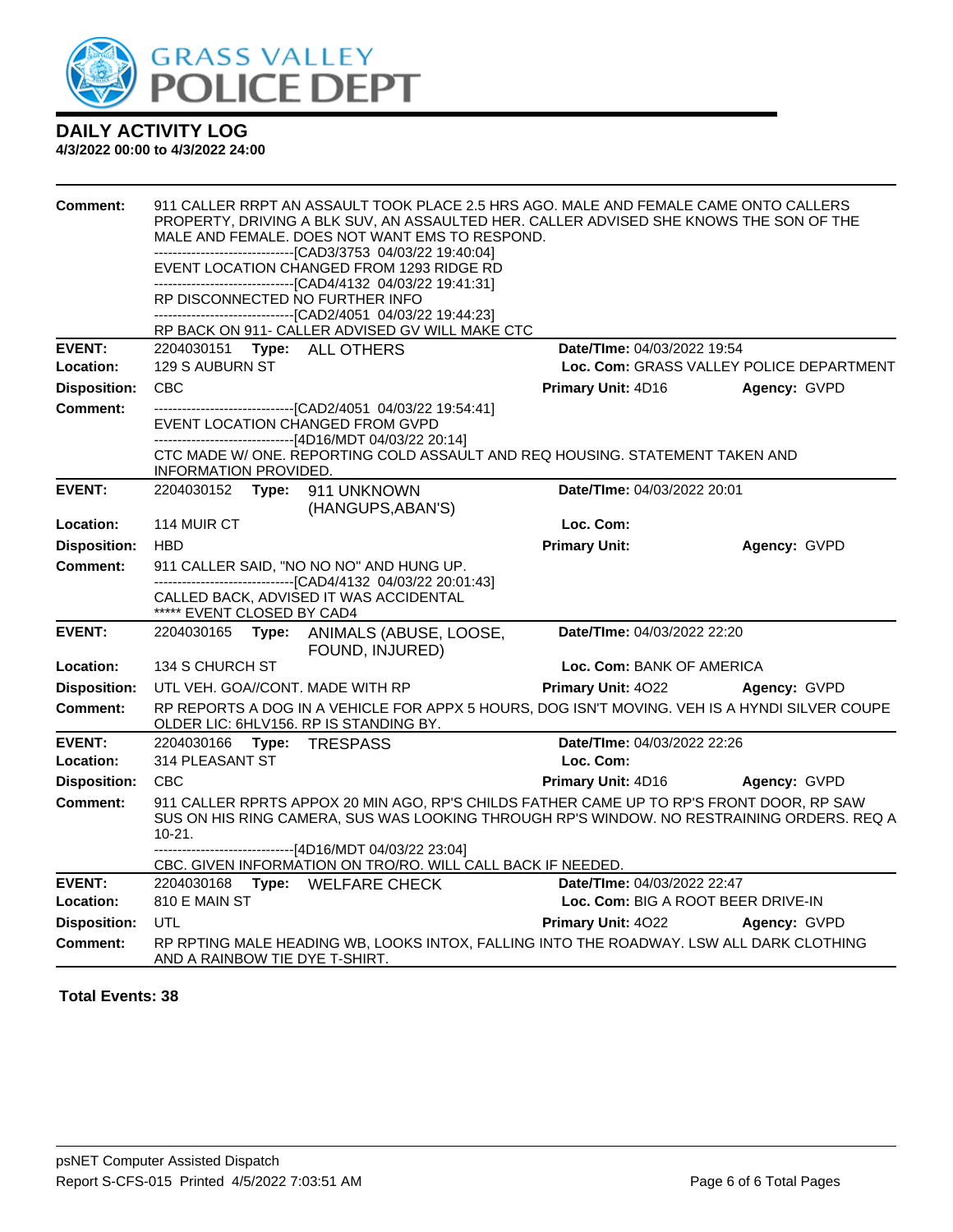**DAILY ACTIVITY LOG**
**4/3/2022 00:00 to 4/3/2022 24:00**

**Comment:** 911 CALLER RRPT AN ASSAULT TOOK PLACE 2.5 HRS AGO. MALE AND FEMALE CAME ONTO CALLERS PROPERTY, DRIVING A BLK SUV, AN ASSAULTED HER. CALLER ADVISED SHE KNOWS THE SON OF THE MALE AND FEMALE. DOES NOT WANT EMS TO RESPOND.
------------------------------[CAD3/3753 04/03/22 19:40:04]
EVENT LOCATION CHANGED FROM 1293 RIDGE RD
------------------------------[CAD4/4132 04/03/22 19:41:31]
RP DISCONNECTED NO FURTHER INFO
------------------------------[CAD2/4051 04/03/22 19:44:23]
RP BACK ON 911- CALLER ADVISED GV WILL MAKE CTC

---

**EVENT:** 2204030151 **Type:** ALL OTHERS **Date/TIme:** 04/03/2022 19:54
**Location:** 129 S AUBURN ST **Loc. Com:** GRASS VALLEY POLICE DEPARTMENT
**Disposition:** CBC **Primary Unit:** 4D16 **Agency:** GVPD
**Comment:** ------------------------------[CAD2/4051 04/03/22 19:54:41]
EVENT LOCATION CHANGED FROM GVPD
------------------------------[4D16/MDT 04/03/22 20:14]
CTC MADE W/ ONE. REPORTING COLD ASSAULT AND REQ HOUSING. STATEMENT TAKEN AND INFORMATION PROVIDED.

---

**EVENT:** 2204030152 **Type:** 911 UNKNOWN (HANGUPS,ABAN'S) **Date/TIme:** 04/03/2022 20:01
**Location:** 114 MUIR CT **Loc. Com:**
**Disposition:** HBD **Primary Unit:** **Agency:** GVPD
**Comment:** 911 CALLER SAID, "NO NO NO" AND HUNG UP.
------------------------------[CAD4/4132 04/03/22 20:01:43]
CALLED BACK, ADVISED IT WAS ACCIDENTAL
***** EVENT CLOSED BY CAD4

---

**EVENT:** 2204030165 **Type:** ANIMALS (ABUSE, LOOSE, FOUND, INJURED) **Date/TIme:** 04/03/2022 22:20
**Location:** 134 S CHURCH ST **Loc. Com:** BANK OF AMERICA
**Disposition:** UTL VEH. GOA//CONT. MADE WITH RP **Primary Unit:** 4O22 **Agency:** GVPD
**Comment:** RP REPORTS A DOG IN A VEHICLE FOR APPX 5 HOURS, DOG ISN'T MOVING. VEH IS A HYNDI SILVER COUPE OLDER LIC: 6HLV156. RP IS STANDING BY.

---

**EVENT:** 2204030166 **Type:** TRESPASS **Date/TIme:** 04/03/2022 22:26
**Location:** 314 PLEASANT ST **Loc. Com:**
**Disposition:** CBC **Primary Unit:** 4D16 **Agency:** GVPD
**Comment:** 911 CALLER RPRTS APPOX 20 MIN AGO, RP'S CHILDS FATHER CAME UP TO RP'S FRONT DOOR, RP SAW SUS ON HIS RING CAMERA, SUS WAS LOOKING THROUGH RP'S WINDOW. NO RESTRAINING ORDERS. REQ A 10-21.
------------------------------[4D16/MDT 04/03/22 23:04]
CBC. GIVEN INFORMATION ON TRO/RO. WILL CALL BACK IF NEEDED.

---

**EVENT:** 2204030168 **Type:** WELFARE CHECK **Date/TIme:** 04/03/2022 22:47
**Location:** 810 E MAIN ST **Loc. Com:** BIG A ROOT BEER DRIVE-IN
**Disposition:** UTL **Primary Unit:** 4O22 **Agency:** GVPD
**Comment:** RP RPTING MALE HEADING WB, LOOKS INTOX, FALLING INTO THE ROADWAY. LSW ALL DARK CLOTHING AND A RAINBOW TIE DYE T-SHIRT.

---

**Total Events: 38**

psNET Computer Assisted Dispatch
Report S-CFS-015 Printed 4/5/2022 7:03:51 AM